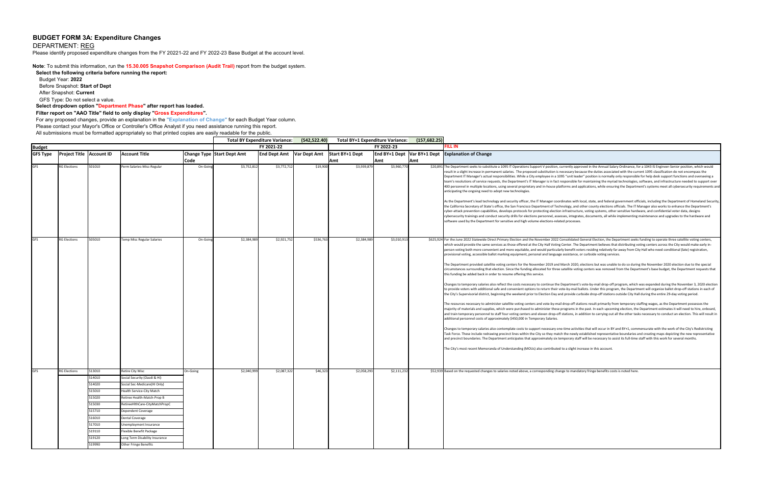## BUDGET FORM 3A: Expenditure Changes

DEPARTMENT: REG

Please identify proposed expenditure changes from the FY 20221-22 and FY 2022-23 Base Budget at the account level.

**Note**: To submit this information, run the **15.30.005 Snapshot Comparison (Audit Trail)** report from the budget system.

**Select the following criteria before running the report:**

Budget Year: **2022**

Before Snapshot: **Start of Dept**

After Snapshot: **Current**

GFS Type: Do not select a value.

**Select dropdown option "Department Phase" after report has loaded.**

**Filter report on "AAO Title" field to only display "Gross Expenditures".**

For any proposed changes, provide an explanation in the **"Explanation of Change"** for each Budget Year column.

Please contact your Mayor's Office or Controller's Office Analyst if you need assistance running this report.

All submissions must be formatted appropriately so that printed copies are easily readable for the public.

| Budget | | | | | Total BY Expenditure Variance: | | (542,522.40) | Total BY+1 Expenditure Variance: | | (157,682.25) | FILL IN |
|---|---|---|---|---|---|---|---|---|---|---|---|
| | | | | | FY 2021-22 | | | FY 2022-23 | | | |
| GFS Type | Project Title | Account ID | Account Title | Change Type Code | Start Dept Amt | End Dept Amt | Var Dept Amt | Start BY+1 Dept Amt | End BY+1 Dept Amt | Var BY+1 Dept Amt | Explanation of Change |
| GFS | RG Elections | 501010 | Perm Salaries-Misc-Regular | On-Going | $3,752,812 | $3,772,712 | $19,900 | $3,939,879 | $3,960,770 | $20,891 | The Department seeks to substitute a 1095 IT Operations Support V position, currently approved in the Annual Salary Ordinance, for a 1043 IS Engineer-Senior position, which would result in a slight increase in permanent salaries. The proposed substitution is necessary because the duties associated with the current 1095 classification do not encompass the Department IT Manager's actual responsibilities. While a City employee in a 1095 "unit leader" position is normally only responsible for help desk support functions and overseeing a team's resolutions of service requests, the Department's IT Manager is in fact responsible for maintaining the myriad technologies, software, and infrastructure needed to support over 400 personnel in multiple locations, using several proprietary and in-house platforms and applications, while ensuring the Department's systems meet all cybersecurity requirements and anticipating the ongoing need to adopt new technologies.<br><br>As the Department's lead technology and security officer, the IT Manager coordinates with local, state, and federal government officials, including the Department of Homeland Security, the California Secretary of State's office, the San Francisco Department of Technology, and other county elections officials. The IT Manager also works to enhance the Department's cyber-attack prevention capabilities, develops protocols for protecting election infrastructure, voting systems, other sensitive hardware, and confidential voter data, designs cybersecurity trainings and conduct security drills for elections personnel, assesses, integrates, documents, all while implementing maintenance and upgrades to the hardware and software used by the Department for sensitive and high volume elections-related processes. |
| GFS | RG Elections | 505010 | Temp Misc Regular Salaries | On-Going | $2,384,989 | $2,921,752 | $536,763 | $2,384,989 | $3,010,913 | $625,924 | For the June 2022 Statewide Direct Primary Election and the November 2022 Consolidated General Election, the Department seeks funding to operate three satellite voting centers, which would provide the same services as those offered at the City Hall Voting Center. The Department believes that distributing voting centers across the City would make early in-person voting both more convenient and more equitable, and would particularly benefit voters residing relatively far away from City Hall who need conditional (late) registration, provisional voting, accessible ballot marking equipment, personal and language assistance, or curbside voting services.<br><br>The Department provided satellite voting centers for the November 2019 and March 2020, elections but was unable to do so during the November 2020 election due to the special circumstances surrounding that election. Since the funding allocated for three satellite voting centers was removed from the Department's base budget, the Department requests that this funding be added back in order to resume offering this service.<br><br>Changes to temporary salaries also reflect the costs necessary to continue the Department's vote-by-mail drop-off program, which was expanded during the November 3, 2020 election to provide voters with additional safe and convenient options to return their vote-by-mail ballots. Under this program, the Department will organize ballot drop-off stations in each of the City's Supervisorial district, beginning the weekend prior to Election Day and provide curbside drop-off stations outside City Hall during the entire 29-day voting period.<br><br>The resources necessary to administer satellite voting centers and vote-by-mail drop-off stations result primarily from temporary staffing wages, as the Department possesses the majority of materials and supplies, which were purchased to administer these programs in the past. In each upcoming election, the Department estimates it will need to hire, onboard, and train temporary personnel to staff four voting centers and eleven drop-off stations, in addition to carrying out all the other tasks necessary to conduct an election. This will result in additional personnel costs of approximately $450,000 in Temporary Salaries.<br><br>Changes to temporary salaries also contemplate costs to support necessary one-time activities that will occur in BY and BY+1, commensurate with the work of the City's Redistricting Task Force. These include redrawing precinct lines within the City so they match the newly established representative boundaries and creating maps depicting the new representative and precinct boundaries. The Department anticipates that approximately six temporary staff will be necessary to assist its full-time staff with this work for several months.<br><br>The City's most recent Memoranda of Understanding (MOUs) also contributed to a slight increase in this account. |
| GFS | RG Elections | 513010 | Retire City Misc | On-Going | $2,040,999 | $2,087,322 | $46,323 | $2,058,293 | $2,111,232 | $52,939 | Based on the requested changes to salaries noted above, a corresponding change to mandatory fringe benefits costs is noted here. |
| | | 514010 | Social Security (Oasdi & Hi) | | | | | | | | |
| | | 514020 | Social Sec-Medicare(HI Only) | | | | | | | | |
| | | 515010 | Health Service-City Match | | | | | | | | |
| | | 515020 | Retiree Health-Match-Prop B | | | | | | | | |
| | | 515030 | RetireeHlthCare-CityMatchPropC | | | | | | | | |
| | | 515710 | Dependent Coverage | | | | | | | | |
| | | 516010 | Dental Coverage | | | | | | | | |
| | | 517010 | Unemployment Insurance | | | | | | | | |
| | | 519110 | Flexible Benefit Package | | | | | | | | |
| | | 519120 | Long Term Disability Insurance | | | | | | | | |
| | | 519990 | Other Fringe Benefits | | | | | | | | |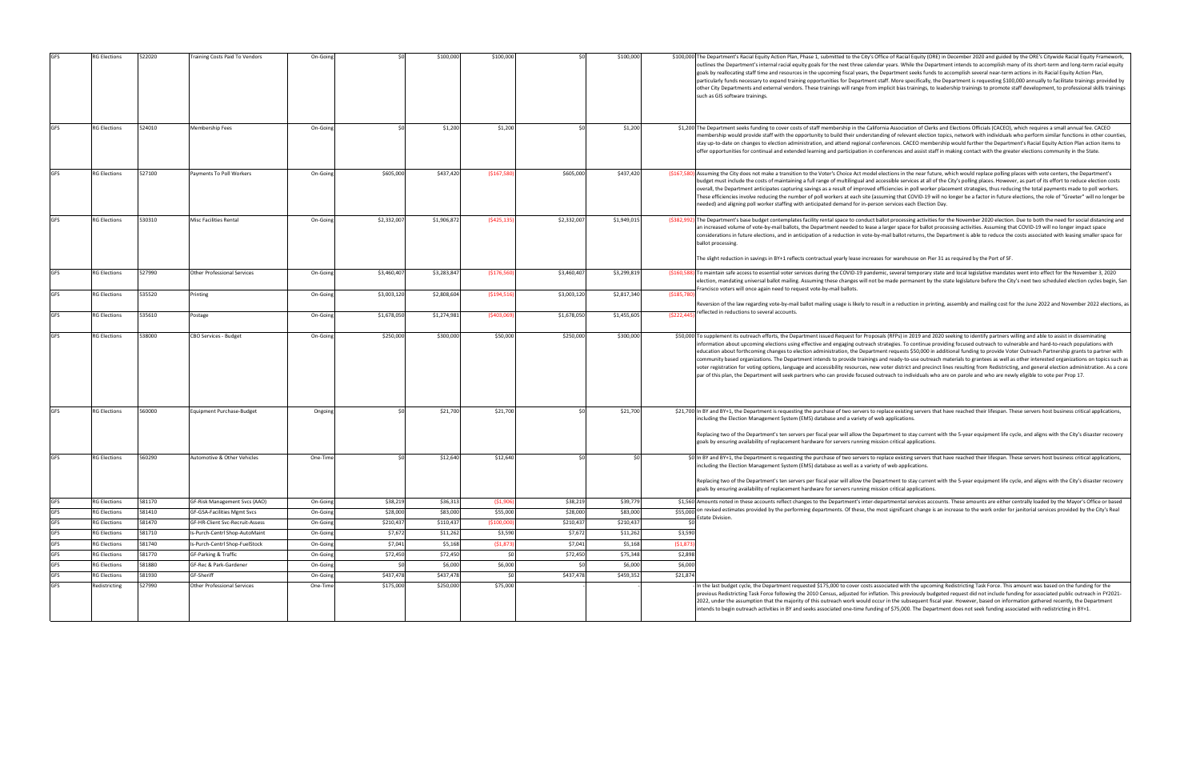| | | | | | | | | | | | |
|---|---|---|---|---|---|---|---|---|---|---|---|
| GFS | RG Elections | 522020 | Training Costs Paid To Vendors | On-Going | $0 | $100,000 | $100,000 | $0 | $100,000 | $100,000 | The Department's Racial Equity Action Plan, Phase 1, submitted to the City's Office of Racial Equity (ORE) in December 2020 and guided by the ORE's Citywide Racial Equity Framework, outlines the Department's internal racial equity goals for the next three calendar years. While the Department intends to accomplish many of its short-term and long-term racial equity goals by reallocating staff time and resources in the upcoming fiscal years, the Department seeks funds to accomplish several near-term actions in its Racial Equity Action Plan, particularly funds necessary to expand training opportunities for Department staff. More specifically, the Department is requesting $100,000 annually to facilitate trainings provided by other City Departments and external vendors. These trainings will range from implicit bias trainings, to leadership trainings to promote staff development, to professional skills trainings such as GIS software trainings. |
| GFS | RG Elections | 524010 | Membership Fees | On-Going | $0 | $1,200 | $1,200 | $0 | $1,200 | $1,200 | The Department seeks funding to cover costs of staff membership in the California Association of Clerks and Elections Officials (CACEO), which requires a small annual fee. CACEO membership would provide staff with the opportunity to build their understanding of relevant election topics, network with individuals who perform similar functions in other counties, stay up-to-date on changes to election administration, and attend regional conferences. CACEO membership would further the Department's Racial Equity Action Plan action items to offer opportunities for continual and extended learning and participation in conferences and assist staff in making contact with the greater elections community in the State. |
| GFS | RG Elections | 527100 | Payments To Poll Workers | On-Going | $605,000 | $437,420 | ($167,580) | $605,000 | $437,420 | ($167,580) | Assuming the City does not make a transition to the Voter's Choice Act model elections in the near future, which would replace polling places with vote centers, the Department's budget must include the costs of maintaining a full range of multilingual and accessible services at all of the City's polling places. However, as part of its effort to reduce election costs overall, the Department anticipates capturing savings as a result of improved efficiencies in poll worker placement strategies, thus reducing the total payments made to poll workers. These efficiencies involve reducing the number of poll workers at each site (assuming that COVID-19 will no longer be a factor in future elections, the role of "Greeter" will no longer be needed) and aligning poll worker staffing with anticipated demand for in-person services each Election Day. |
| GFS | RG Elections | 530310 | Misc Facilities Rental | On-Going | $2,332,007 | $1,906,872 | ($425,135) | $2,332,007 | $1,949,015 | ($382,992) | The Department's base budget contemplates facility rental space to conduct ballot processing activities for the November 2020 election. Due to both the need for social distancing and an increased volume of vote-by-mail ballots, the Department needed to lease a larger space for ballot processing activities. Assuming that COVID-19 will no longer impact space considerations in future elections, and in anticipation of a reduction in vote-by-mail ballot returns, the Department is able to reduce the costs associated with leasing smaller space for ballot processing.<br><br>The slight reduction in savings in BY+1 reflects contractual yearly lease increases for warehouse on Pier 31 as required by the Port of SF. |
| GFS | RG Elections | 527990 | Other Professional Services | On-Going | $3,460,407 | $3,283,847 | ($176,560) | $3,460,407 | $3,299,819 | ($160,588) | To maintain safe access to essential voter services during the COVID-19 pandemic, several temporary state and local legislative mandates went into effect for the November 3, 2020 election, mandating universal ballot mailing. Assuming these changes will not be made permanent by the state legislature before the City's next two scheduled election cycles begin, San Francisco voters will once again need to request vote-by-mail ballots.<br><br>Reversion of the law regarding vote-by-mail ballot mailing usage is likely to result in a reduction in printing, assembly and mailing cost for the June 2022 and November 2022 elections, as reflected in reductions to several accounts. |
| GFS | RG Elections | 535520 | Printing | On-Going | $3,003,120 | $2,808,604 | ($194,516) | $3,003,120 | $2,817,340 | ($185,780) | |
| GFS | RG Elections | 535610 | Postage | On-Going | $1,678,050 | $1,274,981 | ($403,069) | $1,678,050 | $1,455,605 | ($222,445) | |
| GFS | RG Elections | 538000 | CBO Services - Budget | On-Going | $250,000 | $300,000 | $50,000 | $250,000 | $300,000 | $50,000 | To supplement its outreach efforts, the Department issued Request for Proposals (RFPs) in 2019 and 2020 seeking to identify partners willing and able to assist in disseminating information about upcoming elections using effective and engaging outreach strategies. To continue providing focused outreach to vulnerable and hard-to-reach populations with education about forthcoming changes to election administration, the Department requests $50,000 in additional funding to provide Voter Outreach Partnership grants to partner with community based organizations. The Department intends to provide trainings and ready-to-use outreach materials to grantees as well as other interested organizations on topics such as voter registration for voting options, language and accessibility resources, new voter district and precinct lines resulting from Redistricting, and general election administration. As a core par of this plan, the Department will seek partners who can provide focused outreach to individuals who are on parole and who are newly eligible to vote per Prop 17. |
| GFS | RG Elections | 560000 | Equipment Purchase-Budget | Ongoing | $0 | $21,700 | $21,700 | $0 | $21,700 | $21,700 | In BY and BY+1, the Department is requesting the purchase of two servers to replace existing servers that have reached their lifespan. These servers host business critical applications, including the Election Management System (EMS) database and a variety of web applications.<br><br>Replacing two of the Department's ten servers per fiscal year will allow the Department to stay current with the 5-year equipment life cycle, and aligns with the City's disaster recovery goals by ensuring availability of replacement hardware for servers running mission critical applications. |
| GFS | RG Elections | 560290 | Automotive & Other Vehicles | One-Time | $0 | $12,640 | $12,640 | $0 | $0 | $0 | In BY and BY+1, the Department is requesting the purchase of two servers to replace existing servers that have reached their lifespan. These servers host business critical applications, including the Election Management System (EMS) database as well as a variety of web applications.<br><br>Replacing two of the Department's ten servers per fiscal year will allow the Department to stay current with the 5-year equipment life cycle, and aligns with the City's disaster recovery goals by ensuring availability of replacement hardware for servers running mission critical applications. |
| GFS | RG Elections | 581170 | GF-Risk Management Svcs (AAO) | On-Going | $38,219 | $36,313 | ($1,906) | $38,219 | $39,779 | $1,560 | Amounts noted in these accounts reflect changes to the Department's inter-departmental services accounts. These amounts are either centrally loaded by the Mayor's Office or based on revised estimates provided by the performing departments. Of these, the most significant change is an increase to the work order for janitorial services provided by the City's Real Estate Division. |
| GFS | RG Elections | 581410 | GF-GSA-Facilities Mgmt Svcs | On-Going | $28,000 | $83,000 | $55,000 | $28,000 | $83,000 | $55,000 | |
| GFS | RG Elections | 581470 | GF-HR-Client Svc-Recruit-Assess | On-Going | $210,437 | $110,437 | ($100,000) | $210,437 | $210,437 | $0 | |
| GFS | RG Elections | 581710 | Is-Purch-Centrl Shop-AutoMaint | On-Going | $7,672 | $11,262 | $3,590 | $7,672 | $11,262 | $3,590 | |
| GFS | RG Elections | 581740 | Is-Purch-Centrl Shop-FuelStock | On-Going | $7,041 | $5,168 | ($1,873) | $7,041 | $5,168 | ($1,873) | |
| GFS | RG Elections | 581770 | GF-Parking & Traffic | On-Going | $72,450 | $72,450 | $0 | $72,450 | $75,348 | $2,898 | |
| GFS | RG Elections | 581880 | GF-Rec & Park-Gardener | On-Going | $0 | $6,000 | $6,000 | $0 | $6,000 | $6,000 | |
| GFS | RG Elections | 581930 | GF-Sheriff | On-Going | $437,478 | $437,478 | $0 | $437,478 | $459,352 | $21,874 | |
| GFS | Redistricting | 527990 | Other Professional Services | One-Time | $175,000 | $250,000 | $75,000 | - | - | - | In the last budget cycle, the Department requested $175,000 to cover costs associated with the upcoming Redistricting Task Force. This amount was based on the funding for the previous Redistricting Task Force following the 2010 Census, adjusted for inflation. This previously budgeted request did not include funding for associated public outreach in FY2021-2022, under the assumption that the majority of this outreach work would occur in the subsequent fiscal year. However, based on information gathered recently, the Department intends to begin outreach activities in BY and seeks associated one-time funding of $75,000. The Department does not seek funding associated with redistricting in BY+1. |